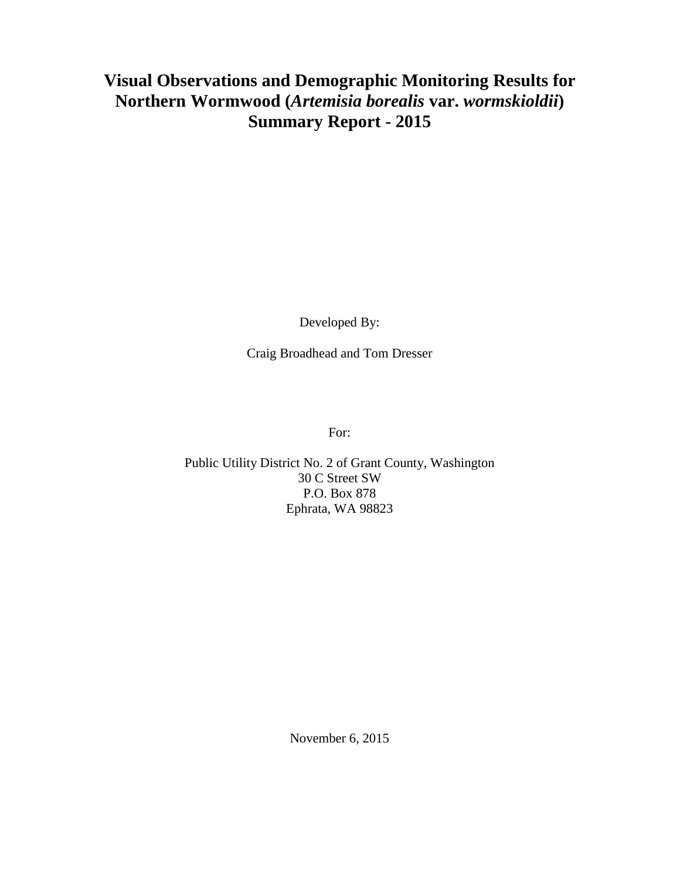# Visual Observations and Demographic Monitoring Results for Northern Wormwood (*Artemisia borealis* var. *wormskioldii*) Summary Report - 2015

Developed By:

Craig Broadhead and Tom Dresser

For:

Public Utility District No. 2 of Grant County, Washington
30 C Street SW
P.O. Box 878
Ephrata, WA 98823

November 6, 2015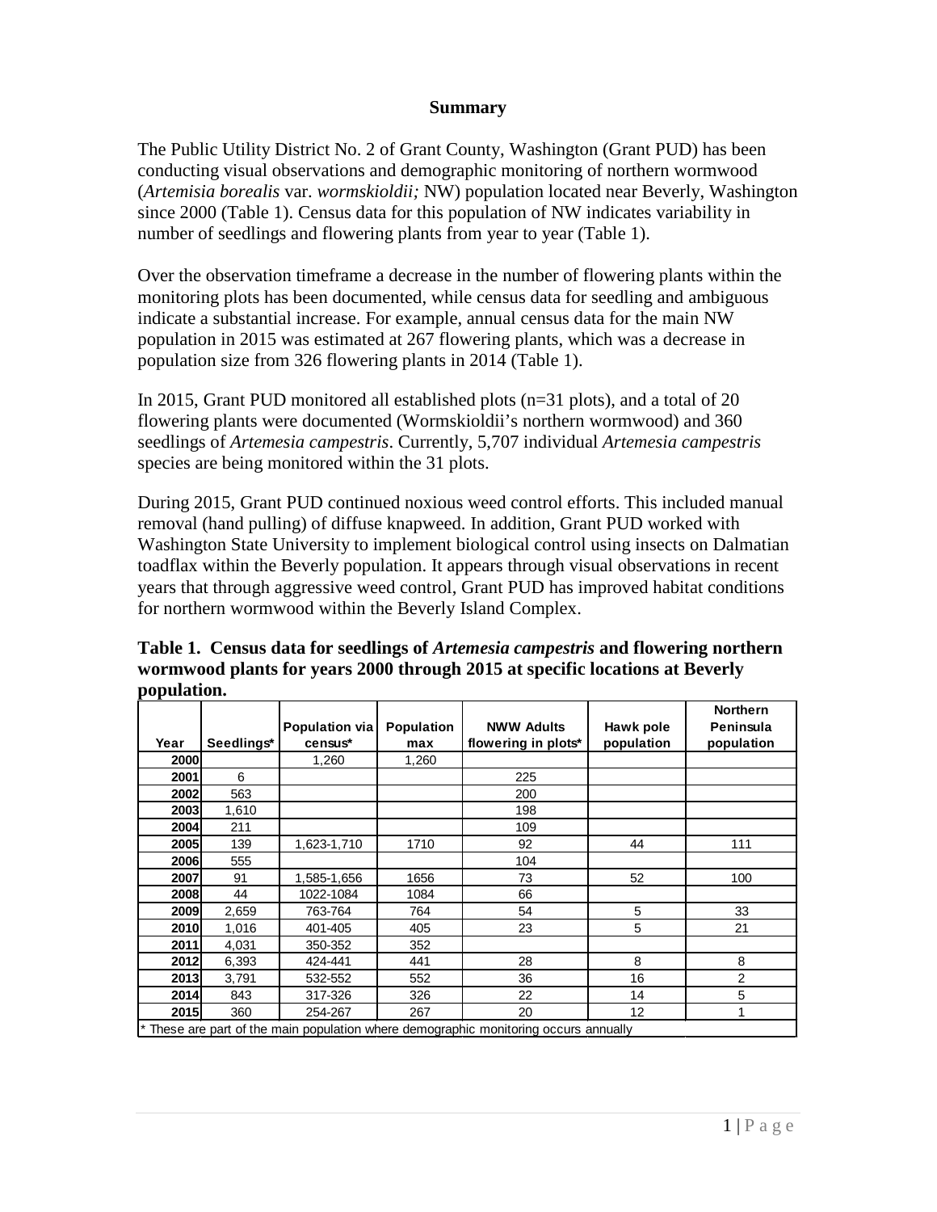**Summary**

The Public Utility District No. 2 of Grant County, Washington (Grant PUD) has been conducting visual observations and demographic monitoring of northern wormwood (*Artemisia borealis* var. *wormskioldii;* NW) population located near Beverly, Washington since 2000 (Table 1). Census data for this population of NW indicates variability in number of seedlings and flowering plants from year to year (Table 1).

Over the observation timeframe a decrease in the number of flowering plants within the monitoring plots has been documented, while census data for seedling and ambiguous indicate a substantial increase. For example, annual census data for the main NW population in 2015 was estimated at 267 flowering plants, which was a decrease in population size from 326 flowering plants in 2014 (Table 1).

In 2015, Grant PUD monitored all established plots (n=31 plots), and a total of 20 flowering plants were documented (Wormskioldii's northern wormwood) and 360 seedlings of *Artemesia campestris*. Currently, 5,707 individual *Artemesia campestris* species are being monitored within the 31 plots.

During 2015, Grant PUD continued noxious weed control efforts. This included manual removal (hand pulling) of diffuse knapweed. In addition, Grant PUD worked with Washington State University to implement biological control using insects on Dalmatian toadflax within the Beverly population. It appears through visual observations in recent years that through aggressive weed control, Grant PUD has improved habitat conditions for northern wormwood within the Beverly Island Complex.

**Table 1. Census data for seedlings of *Artemesia campestris* and flowering northern wormwood plants for years 2000 through 2015 at specific locations at Beverly population.**

| Year | Seedlings* | Population via census* | Population max | NWW Adults flowering in plots* | Hawk pole population | Northern Peninsula population |
|---|---|---|---|---|---|---|
| 2000 | | 1,260 | 1,260 | | | |
| 2001 | 6 | | | 225 | | |
| 2002 | 563 | | | 200 | | |
| 2003 | 1,610 | | | 198 | | |
| 2004 | 211 | | | 109 | | |
| 2005 | 139 | 1,623-1,710 | 1710 | 92 | 44 | 111 |
| 2006 | 555 | | | 104 | | |
| 2007 | 91 | 1,585-1,656 | 1656 | 73 | 52 | 100 |
| 2008 | 44 | 1022-1084 | 1084 | 66 | | |
| 2009 | 2,659 | 763-764 | 764 | 54 | 5 | 33 |
| 2010 | 1,016 | 401-405 | 405 | 23 | 5 | 21 |
| 2011 | 4,031 | 350-352 | 352 | | | |
| 2012 | 6,393 | 424-441 | 441 | 28 | 8 | 8 |
| 2013 | 3,791 | 532-552 | 552 | 36 | 16 | 2 |
| 2014 | 843 | 317-326 | 326 | 22 | 14 | 5 |
| 2015 | 360 | 254-267 | 267 | 20 | 12 | 1 |

\* These are part of the main population where demographic monitoring occurs annually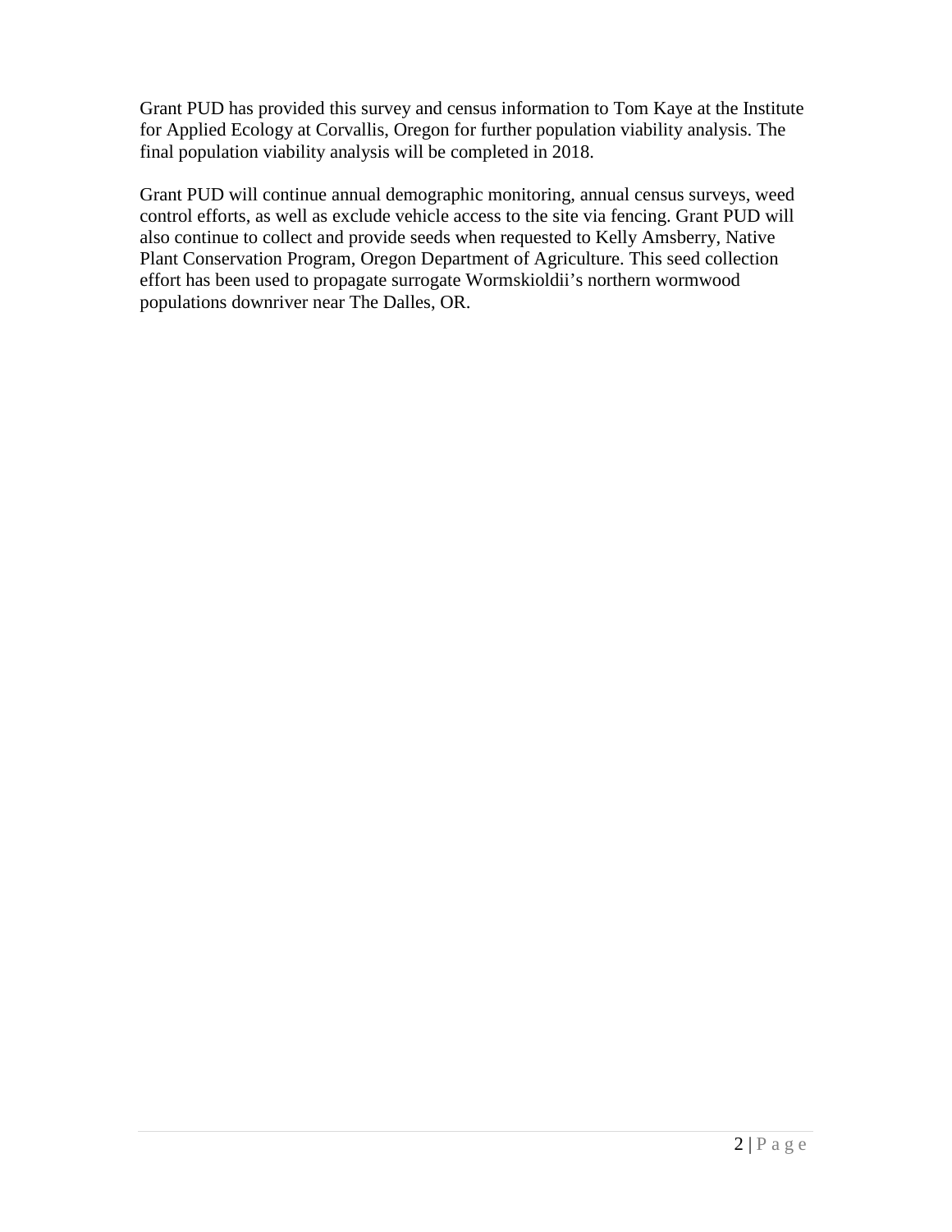Grant PUD has provided this survey and census information to Tom Kaye at the Institute for Applied Ecology at Corvallis, Oregon for further population viability analysis. The final population viability analysis will be completed in 2018.

Grant PUD will continue annual demographic monitoring, annual census surveys, weed control efforts, as well as exclude vehicle access to the site via fencing. Grant PUD will also continue to collect and provide seeds when requested to Kelly Amsberry, Native Plant Conservation Program, Oregon Department of Agriculture. This seed collection effort has been used to propagate surrogate Wormskioldii's northern wormwood populations downriver near The Dalles, OR.